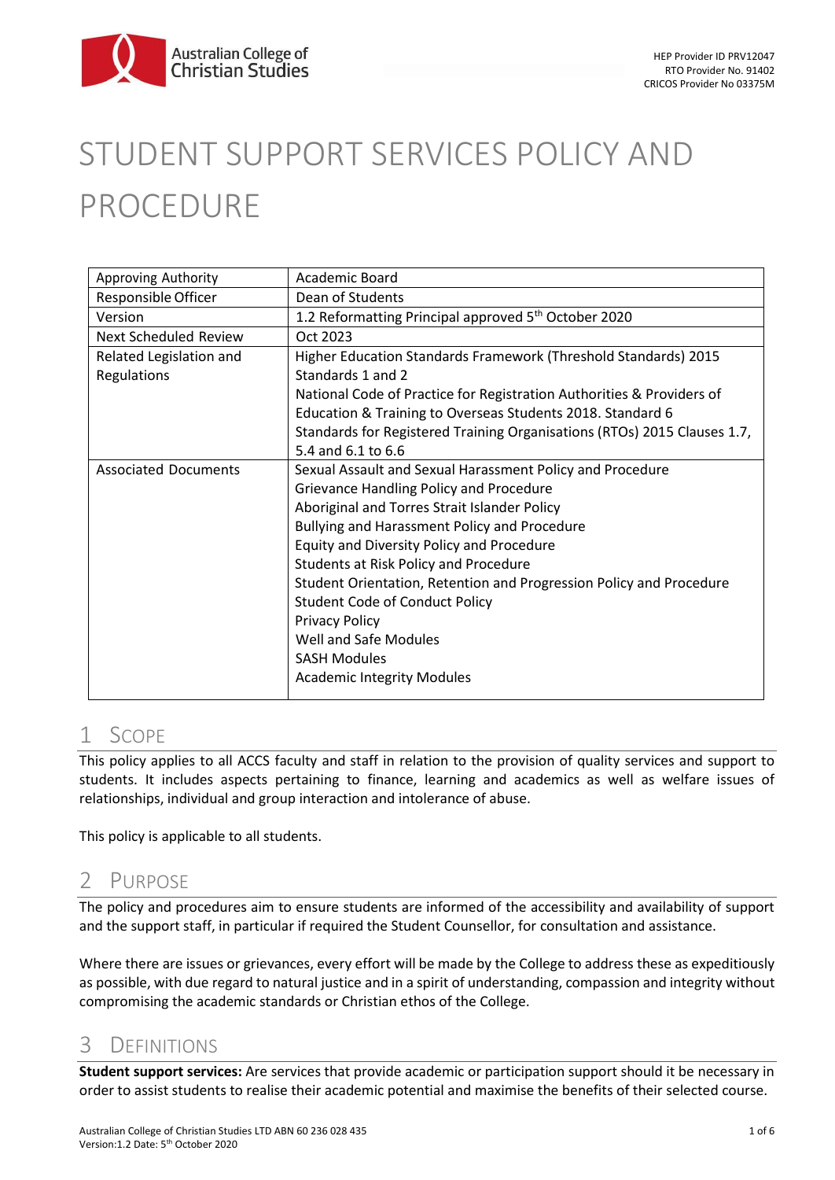# STUDENT SUPPORT SERVICES POLICY AND PROCEDURE

| | |
|---|---|
| Approving Authority | Academic Board |
| Responsible Officer | Dean of Students |
| Version | 1.2 Reformatting Principal approved 5th October 2020 |
| Next Scheduled Review | Oct 2023 |
| Related Legislation and Regulations | Higher Education Standards Framework (Threshold Standards) 2015 Standards 1 and 2<br>National Code of Practice for Registration Authorities & Providers of Education & Training to Overseas Students 2018. Standard 6<br>Standards for Registered Training Organisations (RTOs) 2015 Clauses 1.7, 5.4 and 6.1 to 6.6 |
| Associated Documents | Sexual Assault and Sexual Harassment Policy and Procedure<br>Grievance Handling Policy and Procedure<br>Aboriginal and Torres Strait Islander Policy<br>Bullying and Harassment Policy and Procedure<br>Equity and Diversity Policy and Procedure<br>Students at Risk Policy and Procedure<br>Student Orientation, Retention and Progression Policy and Procedure<br>Student Code of Conduct Policy<br>Privacy Policy<br>Well and Safe Modules<br>SASH Modules<br>Academic Integrity Modules |

## 1 Scope

This policy applies to all ACCS faculty and staff in relation to the provision of quality services and support to students. It includes aspects pertaining to finance, learning and academics as well as welfare issues of relationships, individual and group interaction and intolerance of abuse.

This policy is applicable to all students.

## 2 Purpose

The policy and procedures aim to ensure students are informed of the accessibility and availability of support and the support staff, in particular if required the Student Counsellor, for consultation and assistance.

Where there are issues or grievances, every effort will be made by the College to address these as expeditiously as possible, with due regard to natural justice and in a spirit of understanding, compassion and integrity without compromising the academic standards or Christian ethos of the College.

## 3 Definitions

**Student support services:** Are services that provide academic or participation support should it be necessary in order to assist students to realise their academic potential and maximise the benefits of their selected course.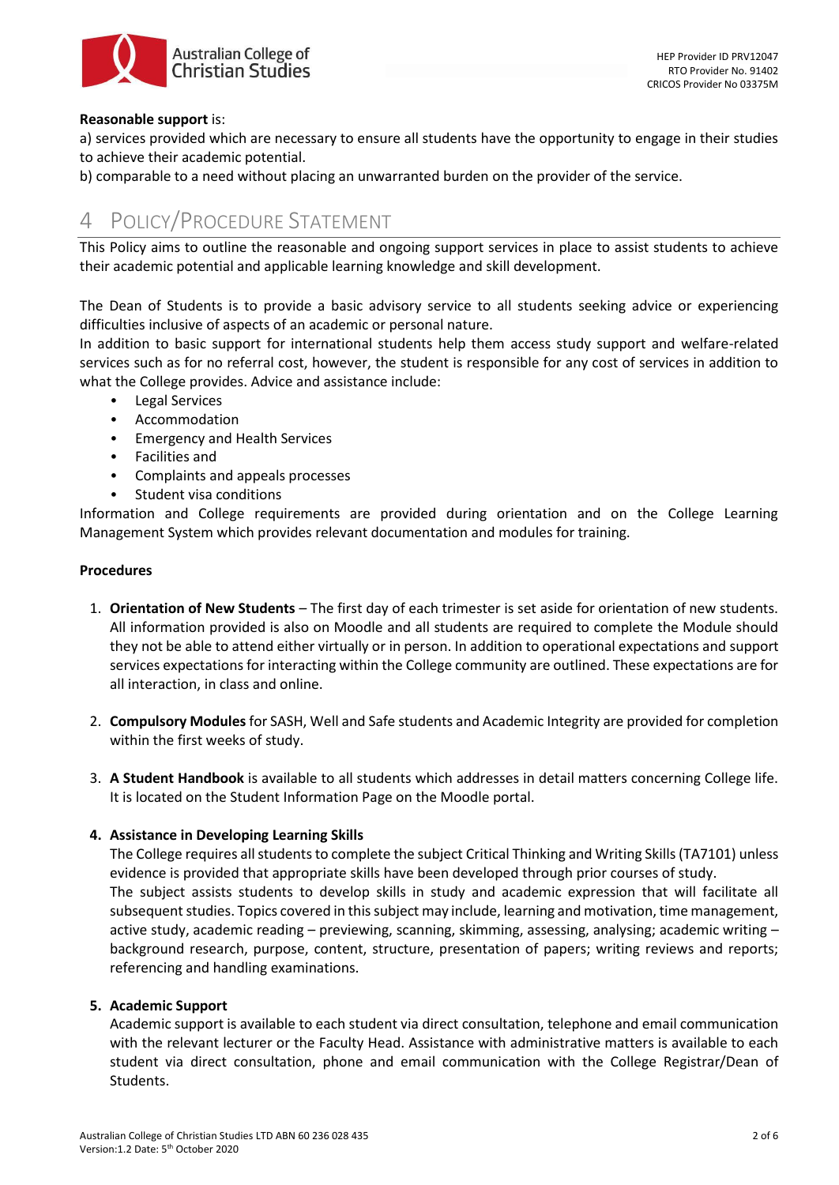**Reasonable support** is:

a) services provided which are necessary to ensure all students have the opportunity to engage in their studies to achieve their academic potential.

b) comparable to a need without placing an unwarranted burden on the provider of the service.

# 4 Policy/Procedure Statement

This Policy aims to outline the reasonable and ongoing support services in place to assist students to achieve their academic potential and applicable learning knowledge and skill development.

The Dean of Students is to provide a basic advisory service to all students seeking advice or experiencing difficulties inclusive of aspects of an academic or personal nature.

In addition to basic support for international students help them access study support and welfare-related services such as for no referral cost, however, the student is responsible for any cost of services in addition to what the College provides. Advice and assistance include:

- Legal Services
- Accommodation
- Emergency and Health Services
- Facilities and
- Complaints and appeals processes
- Student visa conditions

Information and College requirements are provided during orientation and on the College Learning Management System which provides relevant documentation and modules for training.

**Procedures**

1. **Orientation of New Students** – The first day of each trimester is set aside for orientation of new students. All information provided is also on Moodle and all students are required to complete the Module should they not be able to attend either virtually or in person. In addition to operational expectations and support services expectations for interacting within the College community are outlined. These expectations are for all interaction, in class and online.

2. **Compulsory Modules** for SASH, Well and Safe students and Academic Integrity are provided for completion within the first weeks of study.

3. **A Student Handbook** is available to all students which addresses in detail matters concerning College life. It is located on the Student Information Page on the Moodle portal.

4. **Assistance in Developing Learning Skills**
   The College requires all students to complete the subject Critical Thinking and Writing Skills (TA7101) unless evidence is provided that appropriate skills have been developed through prior courses of study.
   The subject assists students to develop skills in study and academic expression that will facilitate all subsequent studies. Topics covered in this subject may include, learning and motivation, time management, active study, academic reading – previewing, scanning, skimming, assessing, analysing; academic writing – background research, purpose, content, structure, presentation of papers; writing reviews and reports; referencing and handling examinations.

5. **Academic Support**
   Academic support is available to each student via direct consultation, telephone and email communication with the relevant lecturer or the Faculty Head. Assistance with administrative matters is available to each student via direct consultation, phone and email communication with the College Registrar/Dean of Students.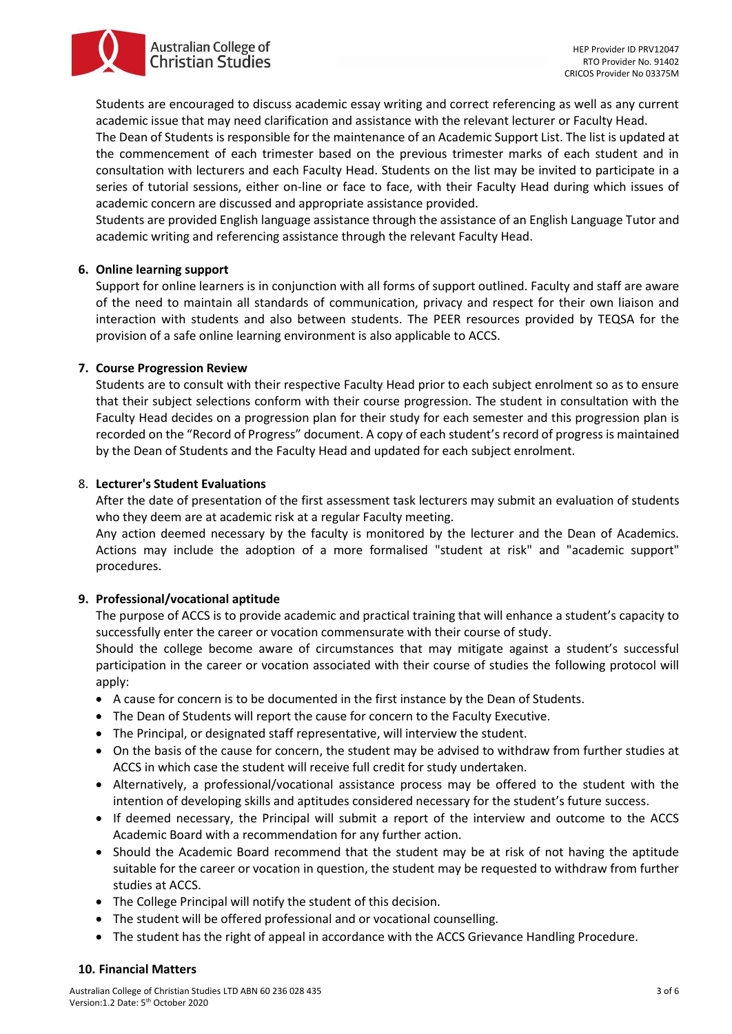Students are encouraged to discuss academic essay writing and correct referencing as well as any current academic issue that may need clarification and assistance with the relevant lecturer or Faculty Head.

The Dean of Students is responsible for the maintenance of an Academic Support List. The list is updated at the commencement of each trimester based on the previous trimester marks of each student and in consultation with lecturers and each Faculty Head. Students on the list may be invited to participate in a series of tutorial sessions, either on-line or face to face, with their Faculty Head during which issues of academic concern are discussed and appropriate assistance provided.

Students are provided English language assistance through the assistance of an English Language Tutor and academic writing and referencing assistance through the relevant Faculty Head.

### 6. Online learning support

Support for online learners is in conjunction with all forms of support outlined. Faculty and staff are aware of the need to maintain all standards of communication, privacy and respect for their own liaison and interaction with students and also between students. The PEER resources provided by TEQSA for the provision of a safe online learning environment is also applicable to ACCS.

### 7. Course Progression Review

Students are to consult with their respective Faculty Head prior to each subject enrolment so as to ensure that their subject selections conform with their course progression. The student in consultation with the Faculty Head decides on a progression plan for their study for each semester and this progression plan is recorded on the "Record of Progress" document. A copy of each student's record of progress is maintained by the Dean of Students and the Faculty Head and updated for each subject enrolment.

### 8. Lecturer's Student Evaluations

After the date of presentation of the first assessment task lecturers may submit an evaluation of students who they deem are at academic risk at a regular Faculty meeting.

Any action deemed necessary by the faculty is monitored by the lecturer and the Dean of Academics. Actions may include the adoption of a more formalised "student at risk" and "academic support" procedures.

### 9. Professional/vocational aptitude

The purpose of ACCS is to provide academic and practical training that will enhance a student's capacity to successfully enter the career or vocation commensurate with their course of study.

Should the college become aware of circumstances that may mitigate against a student's successful participation in the career or vocation associated with their course of studies the following protocol will apply:

- A cause for concern is to be documented in the first instance by the Dean of Students.
- The Dean of Students will report the cause for concern to the Faculty Executive.
- The Principal, or designated staff representative, will interview the student.
- On the basis of the cause for concern, the student may be advised to withdraw from further studies at ACCS in which case the student will receive full credit for study undertaken.
- Alternatively, a professional/vocational assistance process may be offered to the student with the intention of developing skills and aptitudes considered necessary for the student's future success.
- If deemed necessary, the Principal will submit a report of the interview and outcome to the ACCS Academic Board with a recommendation for any further action.
- Should the Academic Board recommend that the student may be at risk of not having the aptitude suitable for the career or vocation in question, the student may be requested to withdraw from further studies at ACCS.
- The College Principal will notify the student of this decision.
- The student will be offered professional and or vocational counselling.
- The student has the right of appeal in accordance with the ACCS Grievance Handling Procedure.

### 10. Financial Matters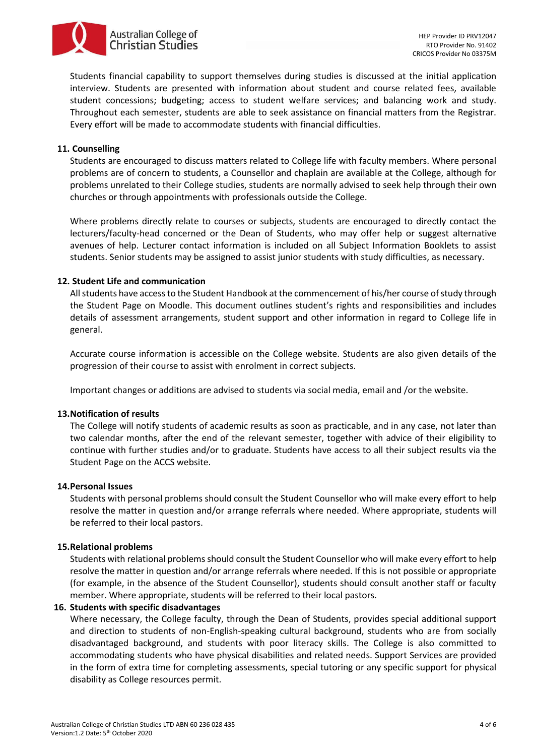Students financial capability to support themselves during studies is discussed at the initial application interview. Students are presented with information about student and course related fees, available student concessions; budgeting; access to student welfare services; and balancing work and study. Throughout each semester, students are able to seek assistance on financial matters from the Registrar. Every effort will be made to accommodate students with financial difficulties.

## 11. Counselling

Students are encouraged to discuss matters related to College life with faculty members. Where personal problems are of concern to students, a Counsellor and chaplain are available at the College, although for problems unrelated to their College studies, students are normally advised to seek help through their own churches or through appointments with professionals outside the College.

Where problems directly relate to courses or subjects, students are encouraged to directly contact the lecturers/faculty-head concerned or the Dean of Students, who may offer help or suggest alternative avenues of help. Lecturer contact information is included on all Subject Information Booklets to assist students. Senior students may be assigned to assist junior students with study difficulties, as necessary.

## 12. Student Life and communication

All students have access to the Student Handbook at the commencement of his/her course of study through the Student Page on Moodle. This document outlines student's rights and responsibilities and includes details of assessment arrangements, student support and other information in regard to College life in general.

Accurate course information is accessible on the College website. Students are also given details of the progression of their course to assist with enrolment in correct subjects.

Important changes or additions are advised to students via social media, email and /or the website.

## 13. Notification of results

The College will notify students of academic results as soon as practicable, and in any case, not later than two calendar months, after the end of the relevant semester, together with advice of their eligibility to continue with further studies and/or to graduate. Students have access to all their subject results via the Student Page on the ACCS website.

## 14. Personal Issues

Students with personal problems should consult the Student Counsellor who will make every effort to help resolve the matter in question and/or arrange referrals where needed. Where appropriate, students will be referred to their local pastors.

## 15. Relational problems

Students with relational problems should consult the Student Counsellor who will make every effort to help resolve the matter in question and/or arrange referrals where needed. If this is not possible or appropriate (for example, in the absence of the Student Counsellor), students should consult another staff or faculty member. Where appropriate, students will be referred to their local pastors.

## 16. Students with specific disadvantages

Where necessary, the College faculty, through the Dean of Students, provides special additional support and direction to students of non-English-speaking cultural background, students who are from socially disadvantaged background, and students with poor literacy skills. The College is also committed to accommodating students who have physical disabilities and related needs. Support Services are provided in the form of extra time for completing assessments, special tutoring or any specific support for physical disability as College resources permit.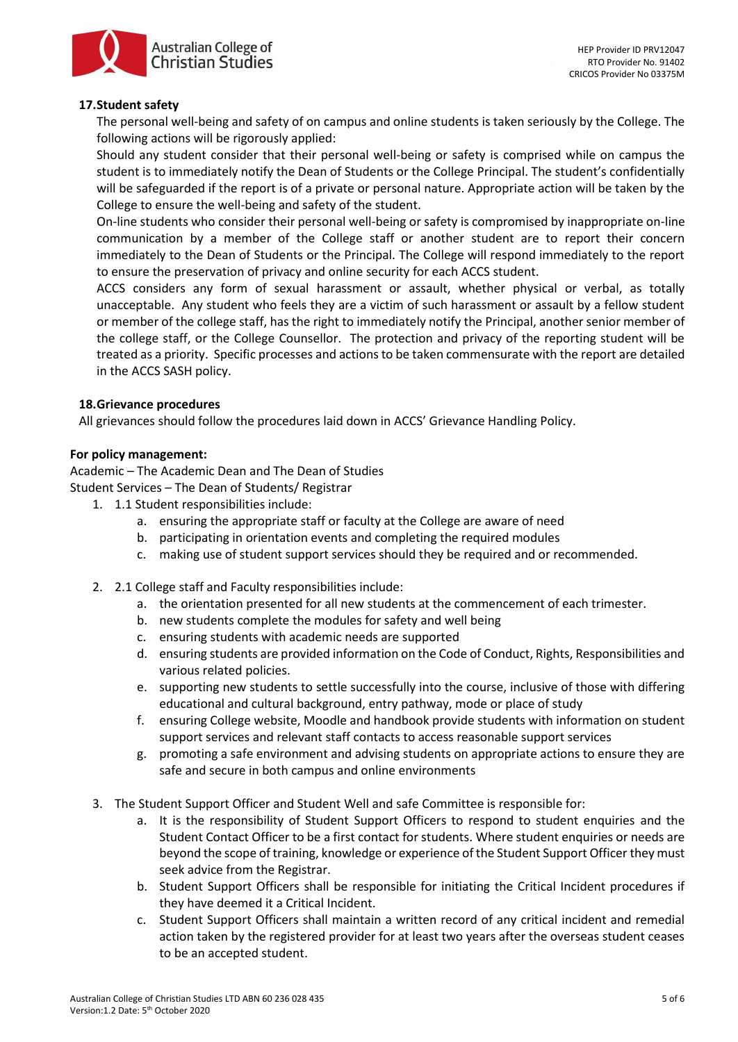## 17. Student safety

The personal well-being and safety of on campus and online students is taken seriously by the College. The following actions will be rigorously applied:

Should any student consider that their personal well-being or safety is comprised while on campus the student is to immediately notify the Dean of Students or the College Principal. The student's confidentially will be safeguarded if the report is of a private or personal nature. Appropriate action will be taken by the College to ensure the well-being and safety of the student.

On-line students who consider their personal well-being or safety is compromised by inappropriate on-line communication by a member of the College staff or another student are to report their concern immediately to the Dean of Students or the Principal. The College will respond immediately to the report to ensure the preservation of privacy and online security for each ACCS student.

ACCS considers any form of sexual harassment or assault, whether physical or verbal, as totally unacceptable. Any student who feels they are a victim of such harassment or assault by a fellow student or member of the college staff, has the right to immediately notify the Principal, another senior member of the college staff, or the College Counsellor. The protection and privacy of the reporting student will be treated as a priority. Specific processes and actions to be taken commensurate with the report are detailed in the ACCS SASH policy.

## 18. Grievance procedures

All grievances should follow the procedures laid down in ACCS' Grievance Handling Policy.

**For policy management:**

Academic – The Academic Dean and The Dean of Studies
Student Services – The Dean of Students/ Registrar

1. 1.1 Student responsibilities include:
   a. ensuring the appropriate staff or faculty at the College are aware of need
   b. participating in orientation events and completing the required modules
   c. making use of student support services should they be required and or recommended.

2. 2.1 College staff and Faculty responsibilities include:
   a. the orientation presented for all new students at the commencement of each trimester.
   b. new students complete the modules for safety and well being
   c. ensuring students with academic needs are supported
   d. ensuring students are provided information on the Code of Conduct, Rights, Responsibilities and various related policies.
   e. supporting new students to settle successfully into the course, inclusive of those with differing educational and cultural background, entry pathway, mode or place of study
   f. ensuring College website, Moodle and handbook provide students with information on student support services and relevant staff contacts to access reasonable support services
   g. promoting a safe environment and advising students on appropriate actions to ensure they are safe and secure in both campus and online environments

3. The Student Support Officer and Student Well and safe Committee is responsible for:
   a. It is the responsibility of Student Support Officers to respond to student enquiries and the Student Contact Officer to be a first contact for students. Where student enquiries or needs are beyond the scope of training, knowledge or experience of the Student Support Officer they must seek advice from the Registrar.
   b. Student Support Officers shall be responsible for initiating the Critical Incident procedures if they have deemed it a Critical Incident.
   c. Student Support Officers shall maintain a written record of any critical incident and remedial action taken by the registered provider for at least two years after the overseas student ceases to be an accepted student.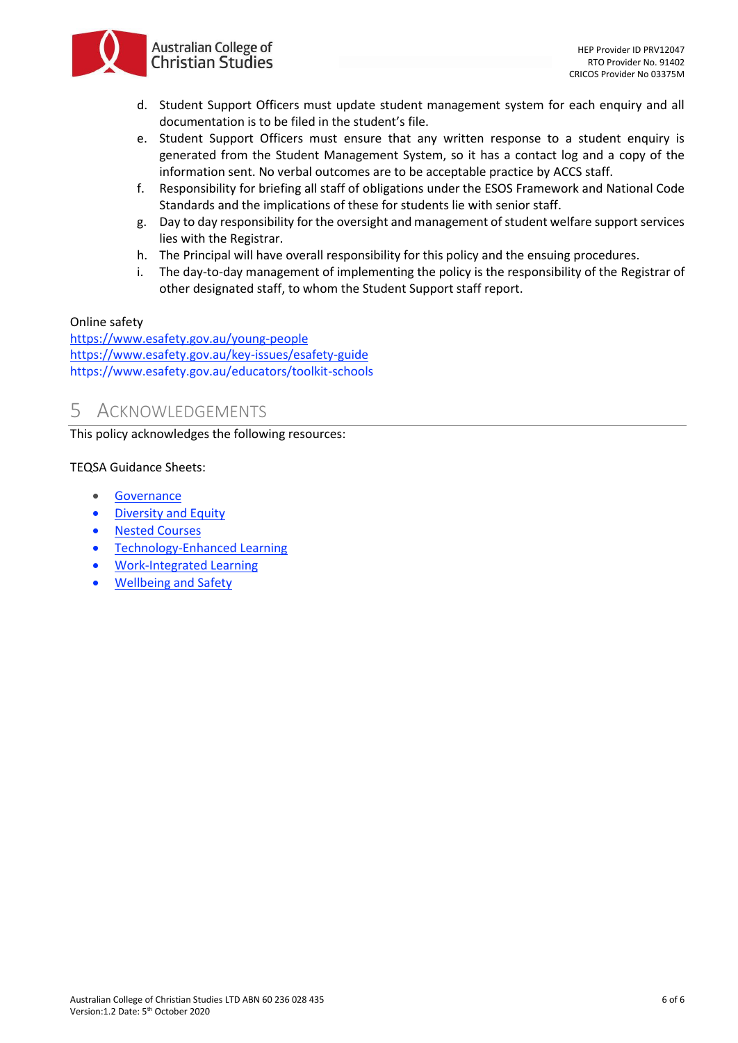d. Student Support Officers must update student management system for each enquiry and all documentation is to be filed in the student's file.
e. Student Support Officers must ensure that any written response to a student enquiry is generated from the Student Management System, so it has a contact log and a copy of the information sent. No verbal outcomes are to be acceptable practice by ACCS staff.
f. Responsibility for briefing all staff of obligations under the ESOS Framework and National Code Standards and the implications of these for students lie with senior staff.
g. Day to day responsibility for the oversight and management of student welfare support services lies with the Registrar.
h. The Principal will have overall responsibility for this policy and the ensuing procedures.
i. The day-to-day management of implementing the policy is the responsibility of the Registrar of other designated staff, to whom the Student Support staff report.

Online safety
https://www.esafety.gov.au/young-people
https://www.esafety.gov.au/key-issues/esafety-guide
https://www.esafety.gov.au/educators/toolkit-schools

# 5 Acknowledgements

This policy acknowledges the following resources:

TEQSA Guidance Sheets:

- Governance
- Diversity and Equity
- Nested Courses
- Technology-Enhanced Learning
- Work-Integrated Learning
- Wellbeing and Safety